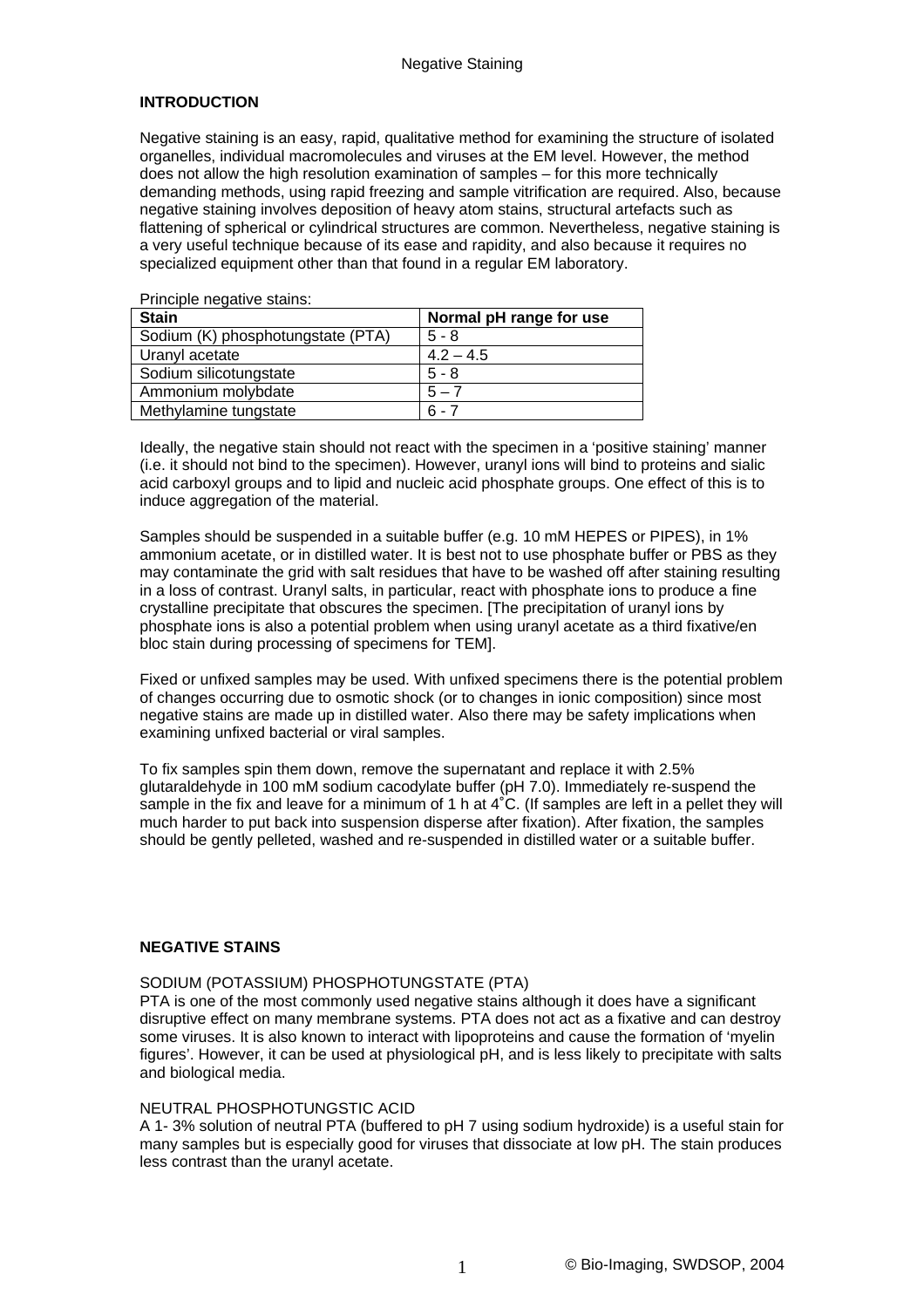Negative Staining

## INTRODUCTION

Negative staining is an easy, rapid, qualitative method for examining the structure of isolated organelles, individual macromolecules and viruses at the EM level. However, the method does not allow the high resolution examination of samples – for this more technically demanding methods, using rapid freezing and sample vitrification are required. Also, because negative staining involves deposition of heavy atom stains, structural artefacts such as flattening of spherical or cylindrical structures are common. Nevertheless, negative staining is a very useful technique because of its ease and rapidity, and also because it requires no specialized equipment other than that found in a regular EM laboratory.

Principle negative stains:

| Stain | Normal pH range for use |
|---|---|
| Sodium (K) phosphotungstate (PTA) | 5 - 8 |
| Uranyl acetate | 4.2 – 4.5 |
| Sodium silicotungstate | 5 - 8 |
| Ammonium molybdate | 5 – 7 |
| Methylamine tungstate | 6 - 7 |

Ideally, the negative stain should not react with the specimen in a 'positive staining' manner (i.e. it should not bind to the specimen). However, uranyl ions will bind to proteins and sialic acid carboxyl groups and to lipid and nucleic acid phosphate groups. One effect of this is to induce aggregation of the material.

Samples should be suspended in a suitable buffer (e.g. 10 mM HEPES or PIPES), in 1% ammonium acetate, or in distilled water. It is best not to use phosphate buffer or PBS as they may contaminate the grid with salt residues that have to be washed off after staining resulting in a loss of contrast. Uranyl salts, in particular, react with phosphate ions to produce a fine crystalline precipitate that obscures the specimen. [The precipitation of uranyl ions by phosphate ions is also a potential problem when using uranyl acetate as a third fixative/en bloc stain during processing of specimens for TEM].

Fixed or unfixed samples may be used. With unfixed specimens there is the potential problem of changes occurring due to osmotic shock (or to changes in ionic composition) since most negative stains are made up in distilled water. Also there may be safety implications when examining unfixed bacterial or viral samples.

To fix samples spin them down, remove the supernatant and replace it with 2.5% glutaraldehyde in 100 mM sodium cacodylate buffer (pH 7.0). Immediately re-suspend the sample in the fix and leave for a minimum of 1 h at 4˚C. (If samples are left in a pellet they will much harder to put back into suspension disperse after fixation). After fixation, the samples should be gently pelleted, washed and re-suspended in distilled water or a suitable buffer.

## NEGATIVE STAINS

### SODIUM (POTASSIUM) PHOSPHOTUNGSTATE (PTA)

PTA is one of the most commonly used negative stains although it does have a significant disruptive effect on many membrane systems. PTA does not act as a fixative and can destroy some viruses. It is also known to interact with lipoproteins and cause the formation of 'myelin figures'. However, it can be used at physiological pH, and is less likely to precipitate with salts and biological media.

### NEUTRAL PHOSPHOTUNGSTIC ACID

A 1- 3% solution of neutral PTA (buffered to pH 7 using sodium hydroxide) is a useful stain for many samples but is especially good for viruses that dissociate at low pH. The stain produces less contrast than the uranyl acetate.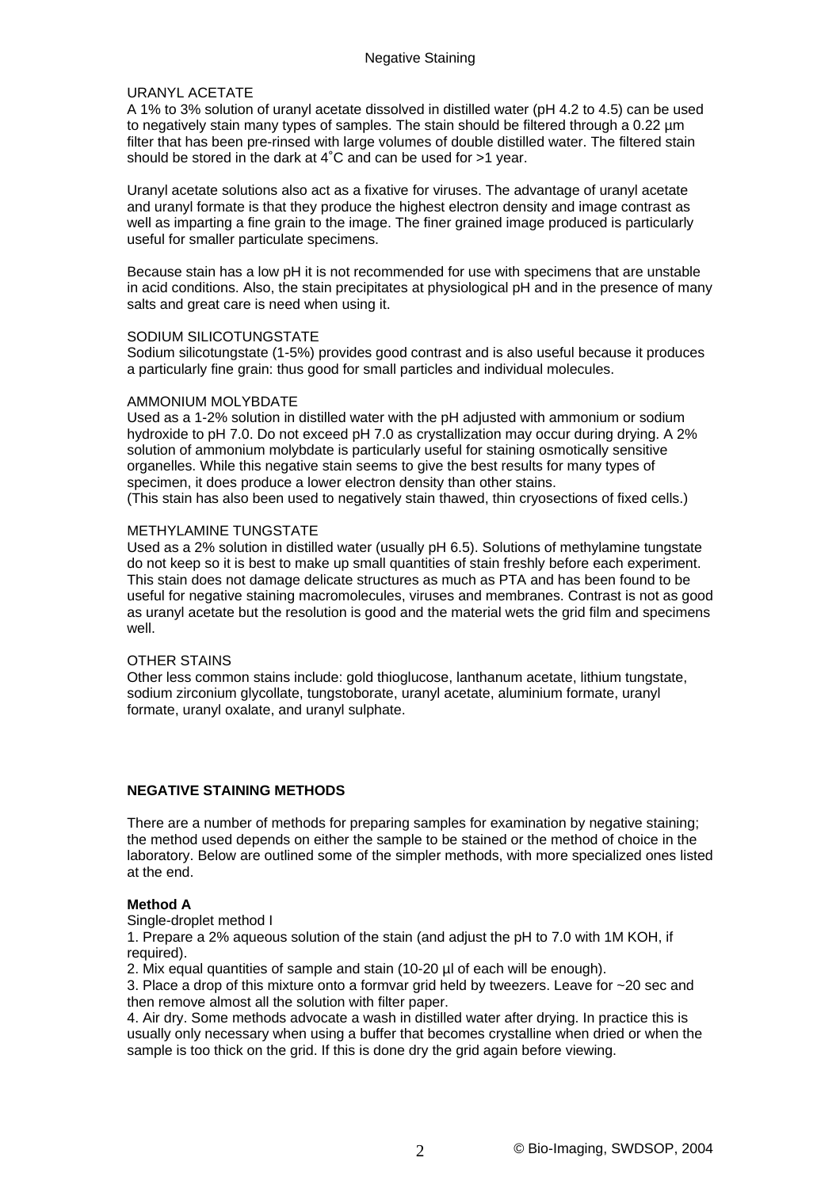URANYL ACETATE

A 1% to 3% solution of uranyl acetate dissolved in distilled water (pH 4.2 to 4.5) can be used to negatively stain many types of samples. The stain should be filtered through a 0.22 µm filter that has been pre-rinsed with large volumes of double distilled water. The filtered stain should be stored in the dark at 4˚C and can be used for >1 year.

Uranyl acetate solutions also act as a fixative for viruses. The advantage of uranyl acetate and uranyl formate is that they produce the highest electron density and image contrast as well as imparting a fine grain to the image. The finer grained image produced is particularly useful for smaller particulate specimens.

Because stain has a low pH it is not recommended for use with specimens that are unstable in acid conditions. Also, the stain precipitates at physiological pH and in the presence of many salts and great care is need when using it.

SODIUM SILICOTUNGSTATE

Sodium silicotungstate (1-5%) provides good contrast and is also useful because it produces a particularly fine grain: thus good for small particles and individual molecules.

AMMONIUM MOLYBDATE

Used as a 1-2% solution in distilled water with the pH adjusted with ammonium or sodium hydroxide to pH 7.0. Do not exceed pH 7.0 as crystallization may occur during drying. A 2% solution of ammonium molybdate is particularly useful for staining osmotically sensitive organelles. While this negative stain seems to give the best results for many types of specimen, it does produce a lower electron density than other stains.
(This stain has also been used to negatively stain thawed, thin cryosections of fixed cells.)

METHYLAMINE TUNGSTATE

Used as a 2% solution in distilled water (usually pH 6.5). Solutions of methylamine tungstate do not keep so it is best to make up small quantities of stain freshly before each experiment. This stain does not damage delicate structures as much as PTA and has been found to be useful for negative staining macromolecules, viruses and membranes. Contrast is not as good as uranyl acetate but the resolution is good and the material wets the grid film and specimens well.

OTHER STAINS

Other less common stains include: gold thioglucose, lanthanum acetate, lithium tungstate, sodium zirconium glycollate, tungstoborate, uranyl acetate, aluminium formate, uranyl formate, uranyl oxalate, and uranyl sulphate.

**NEGATIVE STAINING METHODS**

There are a number of methods for preparing samples for examination by negative staining; the method used depends on either the sample to be stained or the method of choice in the laboratory. Below are outlined some of the simpler methods, with more specialized ones listed at the end.

**Method A**

Single-droplet method I

1. Prepare a 2% aqueous solution of the stain (and adjust the pH to 7.0 with 1M KOH, if required).
2. Mix equal quantities of sample and stain (10-20 µl of each will be enough).
3. Place a drop of this mixture onto a formvar grid held by tweezers. Leave for ~20 sec and then remove almost all the solution with filter paper.
4. Air dry. Some methods advocate a wash in distilled water after drying. In practice this is usually only necessary when using a buffer that becomes crystalline when dried or when the sample is too thick on the grid. If this is done dry the grid again before viewing.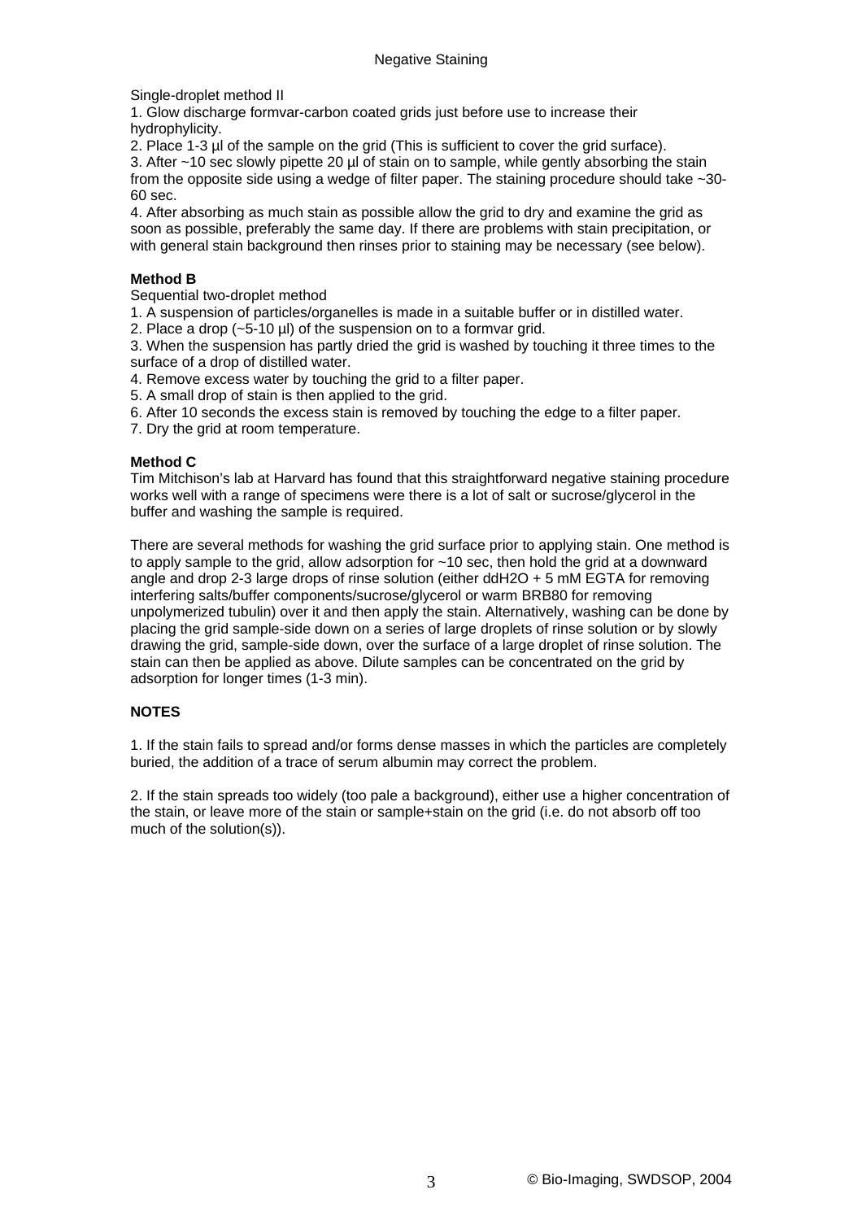Single-droplet method II

1. Glow discharge formvar-carbon coated grids just before use to increase their hydrophylicity.
2. Place 1-3 µl of the sample on the grid (This is sufficient to cover the grid surface).
3. After ~10 sec slowly pipette 20 µl of stain on to sample, while gently absorbing the stain from the opposite side using a wedge of filter paper. The staining procedure should take ~30-60 sec.
4. After absorbing as much stain as possible allow the grid to dry and examine the grid as soon as possible, preferably the same day. If there are problems with stain precipitation, or with general stain background then rinses prior to staining may be necessary (see below).

**Method B**

Sequential two-droplet method

1. A suspension of particles/organelles is made in a suitable buffer or in distilled water.
2. Place a drop (~5-10 µl) of the suspension on to a formvar grid.
3. When the suspension has partly dried the grid is washed by touching it three times to the surface of a drop of distilled water.
4. Remove excess water by touching the grid to a filter paper.
5. A small drop of stain is then applied to the grid.
6. After 10 seconds the excess stain is removed by touching the edge to a filter paper.
7. Dry the grid at room temperature.

**Method C**

Tim Mitchison's lab at Harvard has found that this straightforward negative staining procedure works well with a range of specimens were there is a lot of salt or sucrose/glycerol in the buffer and washing the sample is required.

There are several methods for washing the grid surface prior to applying stain. One method is to apply sample to the grid, allow adsorption for ~10 sec, then hold the grid at a downward angle and drop 2-3 large drops of rinse solution (either ddH2O + 5 mM EGTA for removing interfering salts/buffer components/sucrose/glycerol or warm BRB80 for removing unpolymerized tubulin) over it and then apply the stain. Alternatively, washing can be done by placing the grid sample-side down on a series of large droplets of rinse solution or by slowly drawing the grid, sample-side down, over the surface of a large droplet of rinse solution. The stain can then be applied as above. Dilute samples can be concentrated on the grid by adsorption for longer times (1-3 min).

**NOTES**

1. If the stain fails to spread and/or forms dense masses in which the particles are completely buried, the addition of a trace of serum albumin may correct the problem.

2. If the stain spreads too widely (too pale a background), either use a higher concentration of the stain, or leave more of the stain or sample+stain on the grid (i.e. do not absorb off too much of the solution(s)).